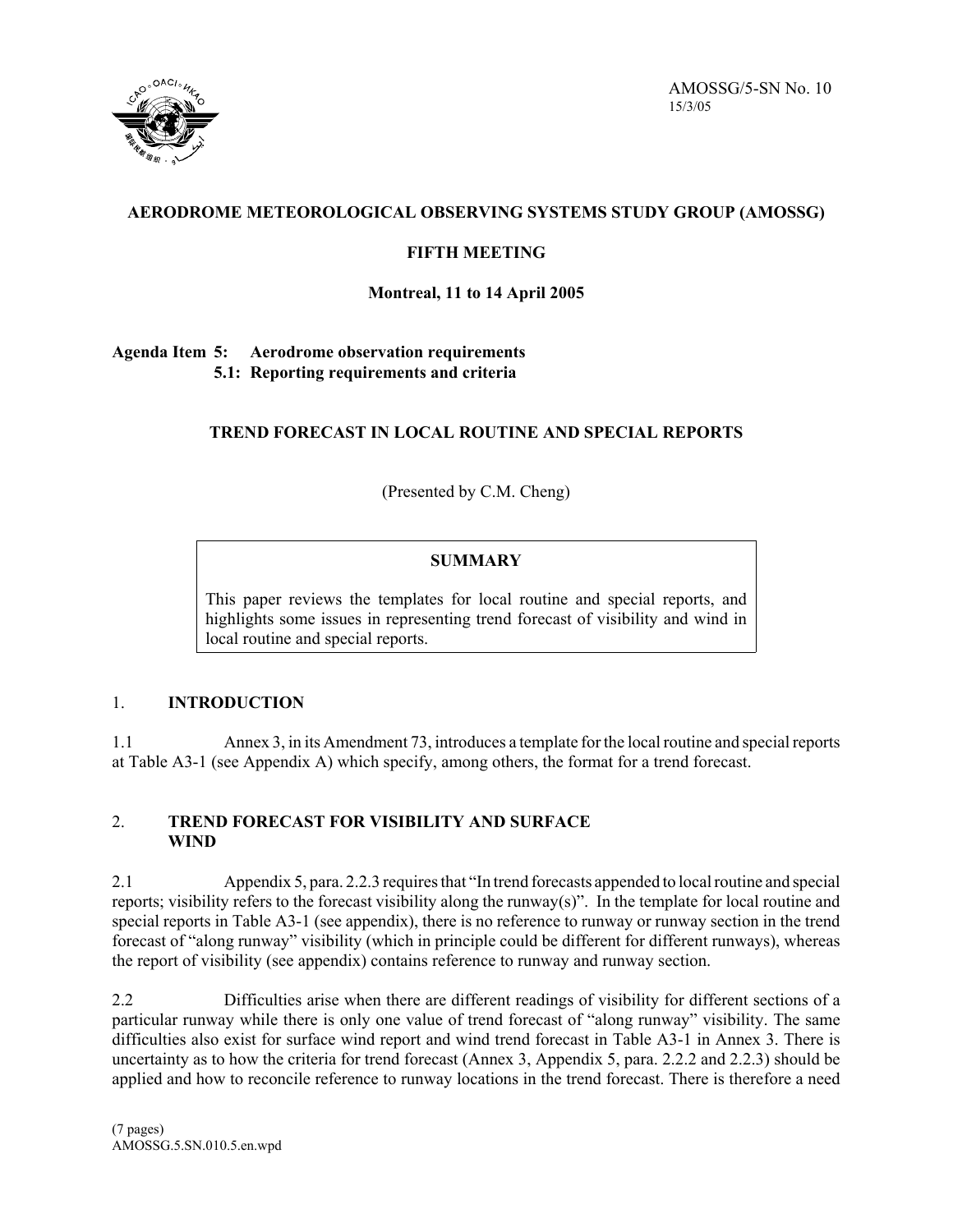AMOSSG/5-SN No. 10
15/3/05

**AERODROME METEOROLOGICAL OBSERVING SYSTEMS STUDY GROUP (AMOSSG)**

**FIFTH MEETING**

**Montreal, 11 to 14 April 2005**

**Agenda Item 5: Aerodrome observation requirements**
**5.1: Reporting requirements and criteria**

**TREND FORECAST IN LOCAL ROUTINE AND SPECIAL REPORTS**

(Presented by C.M. Cheng)

| **SUMMARY** |
|---|
| This paper reviews the templates for local routine and special reports, and highlights some issues in representing trend forecast of visibility and wind in local routine and special reports. |

## 1. INTRODUCTION

1.1 Annex 3, in its Amendment 73, introduces a template for the local routine and special reports at Table A3-1 (see Appendix A) which specify, among others, the format for a trend forecast.

## 2. TREND FORECAST FOR VISIBILITY AND SURFACE WIND

2.1 Appendix 5, para. 2.2.3 requires that "In trend forecasts appended to local routine and special reports; visibility refers to the forecast visibility along the runway(s)". In the template for local routine and special reports in Table A3-1 (see appendix), there is no reference to runway or runway section in the trend forecast of "along runway" visibility (which in principle could be different for different runways), whereas the report of visibility (see appendix) contains reference to runway and runway section.

2.2 Difficulties arise when there are different readings of visibility for different sections of a particular runway while there is only one value of trend forecast of "along runway" visibility. The same difficulties also exist for surface wind report and wind trend forecast in Table A3-1 in Annex 3. There is uncertainty as to how the criteria for trend forecast (Annex 3, Appendix 5, para. 2.2.2 and 2.2.3) should be applied and how to reconcile reference to runway locations in the trend forecast. There is therefore a need

(7 pages)
AMOSSG.5.SN.010.5.en.wpd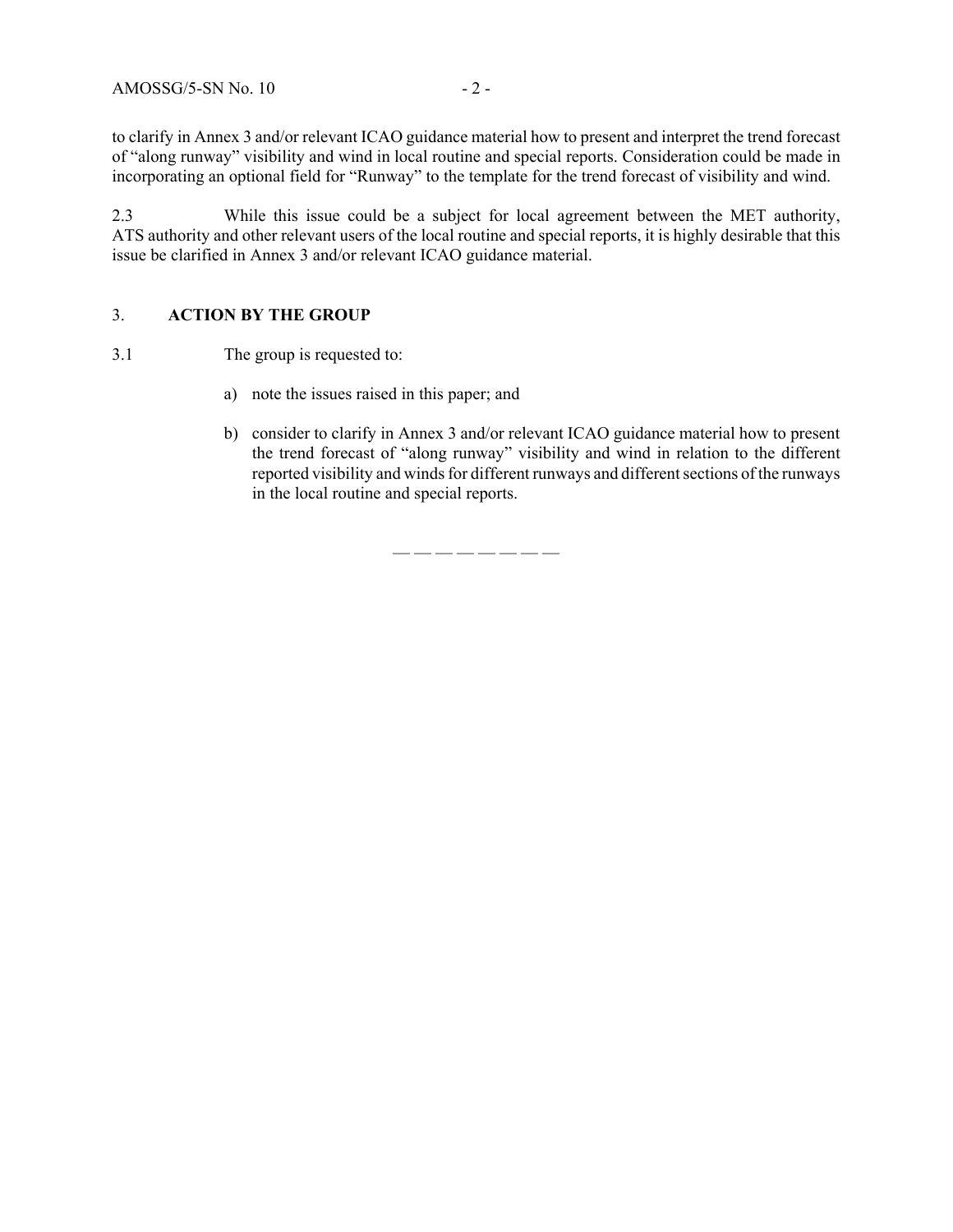to clarify in Annex 3 and/or relevant ICAO guidance material how to present and interpret the trend forecast of "along runway" visibility and wind in local routine and special reports. Consideration could be made in incorporating an optional field for "Runway" to the template for the trend forecast of visibility and wind.

2.3 While this issue could be a subject for local agreement between the MET authority, ATS authority and other relevant users of the local routine and special reports, it is highly desirable that this issue be clarified in Annex 3 and/or relevant ICAO guidance material.

## 3. ACTION BY THE GROUP

3.1 The group is requested to:

a) note the issues raised in this paper; and

b) consider to clarify in Annex 3 and/or relevant ICAO guidance material how to present the trend forecast of "along runway" visibility and wind in relation to the different reported visibility and winds for different runways and different sections of the runways in the local routine and special reports.

— — — — — — — —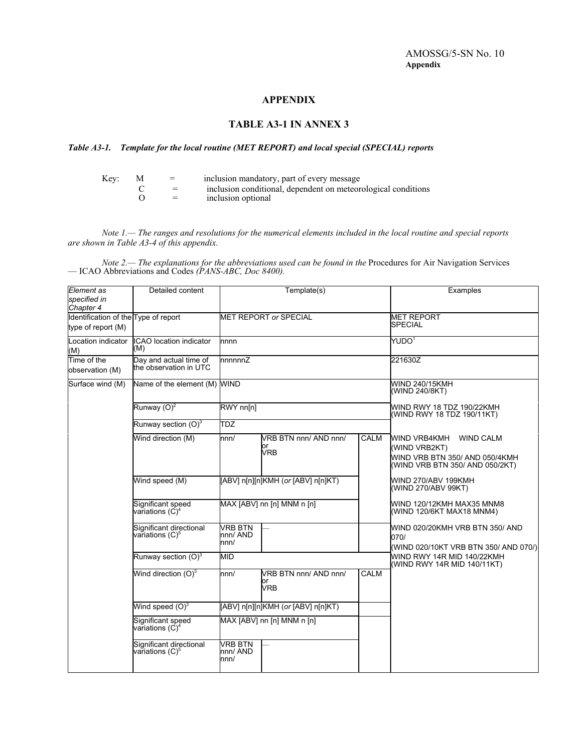AMOSSG/5-SN No. 10
**Appendix**

# APPENDIX

## TABLE A3-1 IN ANNEX 3

***Table A3-1. Template for the local routine (MET REPORT) and local special (SPECIAL) reports***

Key: M = inclusion mandatory, part of every message
C = inclusion conditional, dependent on meteorological conditions
O = inclusion optional

*Note 1.— The ranges and resolutions for the numerical elements included in the local routine and special reports are shown in Table A3-4 of this appendix.*

*Note 2.— The explanations for the abbreviations used can be found in the* Procedures for Air Navigation Services — ICAO Abbreviations and Codes *(PANS-ABC, Doc 8400).*

| *Element as specified in Chapter 4* | Detailed content | Template(s) | | | Examples |
|---|---|---|---|---|---|
| Identification of the type of report (M) | Type of report | MET REPORT *or* SPECIAL | | | MET REPORT<br>SPECIAL |
| Location indicator (M) | ICAO location indicator (M) | nnnn | | | YUDO[1] |
| Time of the observation (M) | Day and actual time of the observation in UTC | nnnnnnZ | | | 221630Z |
| Surface wind (M) | Name of the element (M) | WIND | | | WIND 240/15KMH<br>(WIND 240/8KT) |
| | Runway (O)[2] | RWY nn[n] | | | WIND RWY 18 TDZ 190/22KMH<br>(WIND RWY 18 TDZ 190/11KT) |
| | Runway section (O)[3] | TDZ | | | |
| | Wind direction (M) | nnn/ | VRB BTN nnn/ AND nnn/<br>or<br>VRB | CALM | WIND VRB4KMH WIND CALM<br>(WIND VRB2KT)<br>WIND VRB BTN 350/ AND 050/4KMH<br>(WIND VRB BTN 350/ AND 050/2KT) |
| | Wind speed (M) | [ABV] n[n][n]KMH (*or* [ABV] n[n]KT) | | | WIND 270/ABV 199KMH<br>(WIND 270/ABV 99KT) |
| | Significant speed variations (C)[4] | MAX [ABV] nn [n] MNM n [n] | | | WIND 120/12KMH MAX35 MNM8<br>(WIND 120/6KT MAX18 MNM4) |
| | Significant directional variations (C)[5] | VRB BTN nnn/ AND nnn/ | — | | WIND 020/20KMH VRB BTN 350/ AND 070/<br>(WIND 020/10KT VRB BTN 350/ AND 070/) |
| | Runway section (O)[3] | MID | | | WIND RWY 14R MID 140/22KMH<br>(WIND RWY 14R MID 140/11KT) |
| | Wind direction (O)[3] | nnn/ | VRB BTN nnn/ AND nnn/<br>or<br>VRB | CALM | |
| | Wind speed (O)[3] | [ABV] n[n][n]KMH (*or* [ABV] n[n]KT) | | | |
| | Significant speed variations (C)[4] | MAX [ABV] nn [n] MNM n [n] | | | |
| | Significant directional variations (C)[5] | VRB BTN nnn/ AND nnn/ | — | | |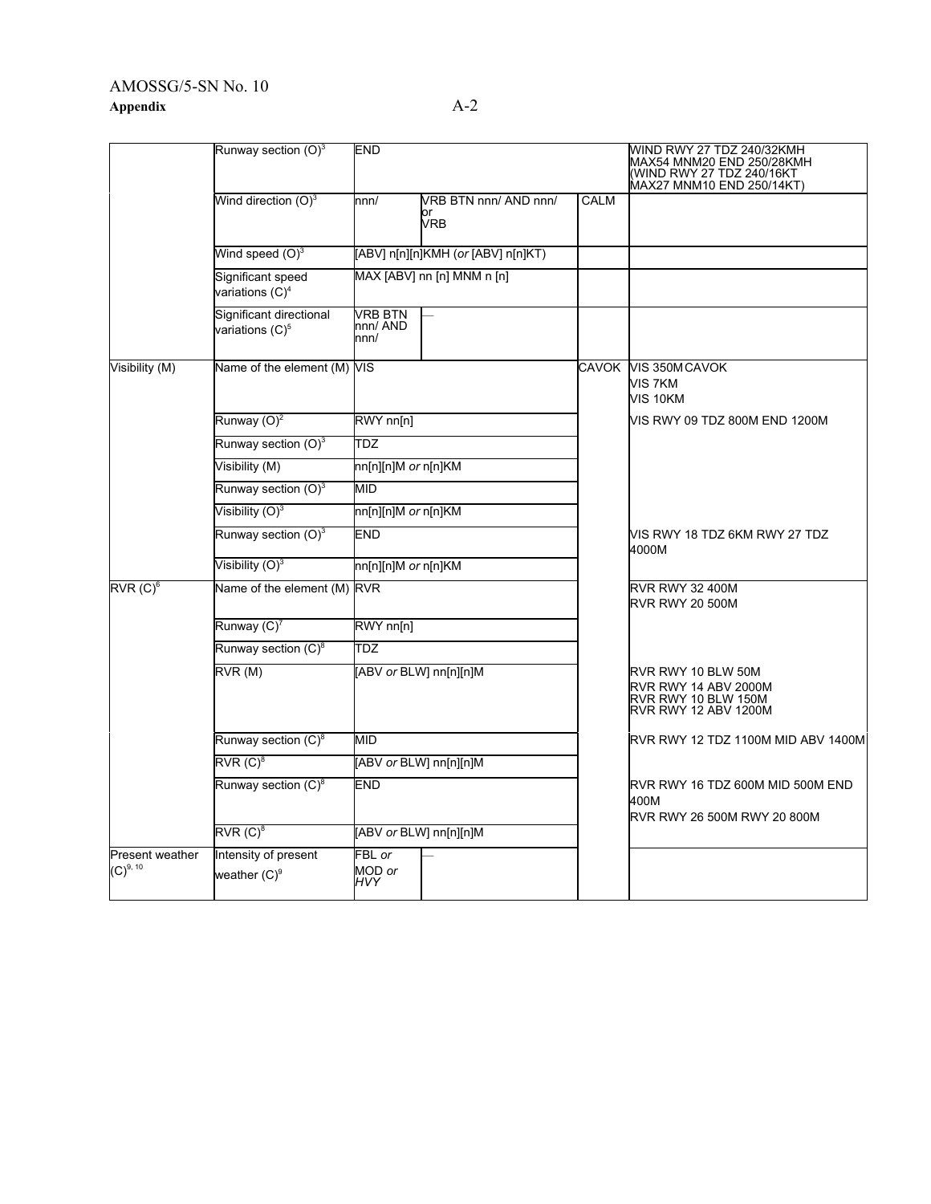| | Runway section (O)[3] | END | | | WIND RWY 27 TDZ 240/32KMH MAX54 MNM20 END 250/28KMH (WIND RWY 27 TDZ 240/16KT MAX27 MNM10 END 250/14KT) |
|---|---|---|---|---|---|
| | Wind direction (O)[3] | nnn/ | VRB BTN nnn/ AND nnn/ or VRB | CALM | |
| | Wind speed (O)[3] | [ABV] n[n][n]KMH (*or* [ABV] n[n]KT) | | | |
| | Significant speed variations (C)[4] | MAX [ABV] nn [n] MNM n [n] | | | |
| | Significant directional variations (C)[5] | VRB BTN nnn/ AND nnn/ | — | | |
| Visibility (M) | Name of the element (M) | VIS | | CAVOK | VIS 350M CAVOK<br>VIS 7KM<br>VIS 10KM |
| | Runway (O)[2] | RWY nn[n] | | | VIS RWY 09 TDZ 800M END 1200M |
| | Runway section (O)[3] | TDZ | | | |
| | Visibility (M) | nn[n][n]M *or* n[n]KM | | | |
| | Runway section (O)[3] | MID | | | |
| | Visibility (O)[3] | nn[n][n]M *or* n[n]KM | | | |
| | Runway section (O)[3] | END | | | VIS RWY 18 TDZ 6KM RWY 27 TDZ 4000M |
| | Visibility (O)[3] | nn[n][n]M *or* n[n]KM | | | |
| RVR (C)[6] | Name of the element (M) | RVR | | | RVR RWY 32 400M<br>RVR RWY 20 500M |
| | Runway (C)[7] | RWY nn[n] | | | |
| | Runway section (C)[8] | TDZ | | | |
| | RVR (M) | [ABV *or* BLW] nn[n][n]M | | | RVR RWY 10 BLW 50M<br>RVR RWY 14 ABV 2000M<br>RVR RWY 10 BLW 150M<br>RVR RWY 12 ABV 1200M |
| | Runway section (C)[8] | MID | | | RVR RWY 12 TDZ 1100M MID ABV 1400M |
| | RVR (C)[8] | [ABV *or* BLW] nn[n][n]M | | | |
| | Runway section (C)[8] | END | | | RVR RWY 16 TDZ 600M MID 500M END 400M<br>RVR RWY 26 500M RWY 20 800M |
| | RVR (C)[8] | [ABV *or* BLW] nn[n][n]M | | | |
| Present weather (C)[9, 10] | Intensity of present weather (C)[9] | FBL *or* MOD *or* HVY | — | | |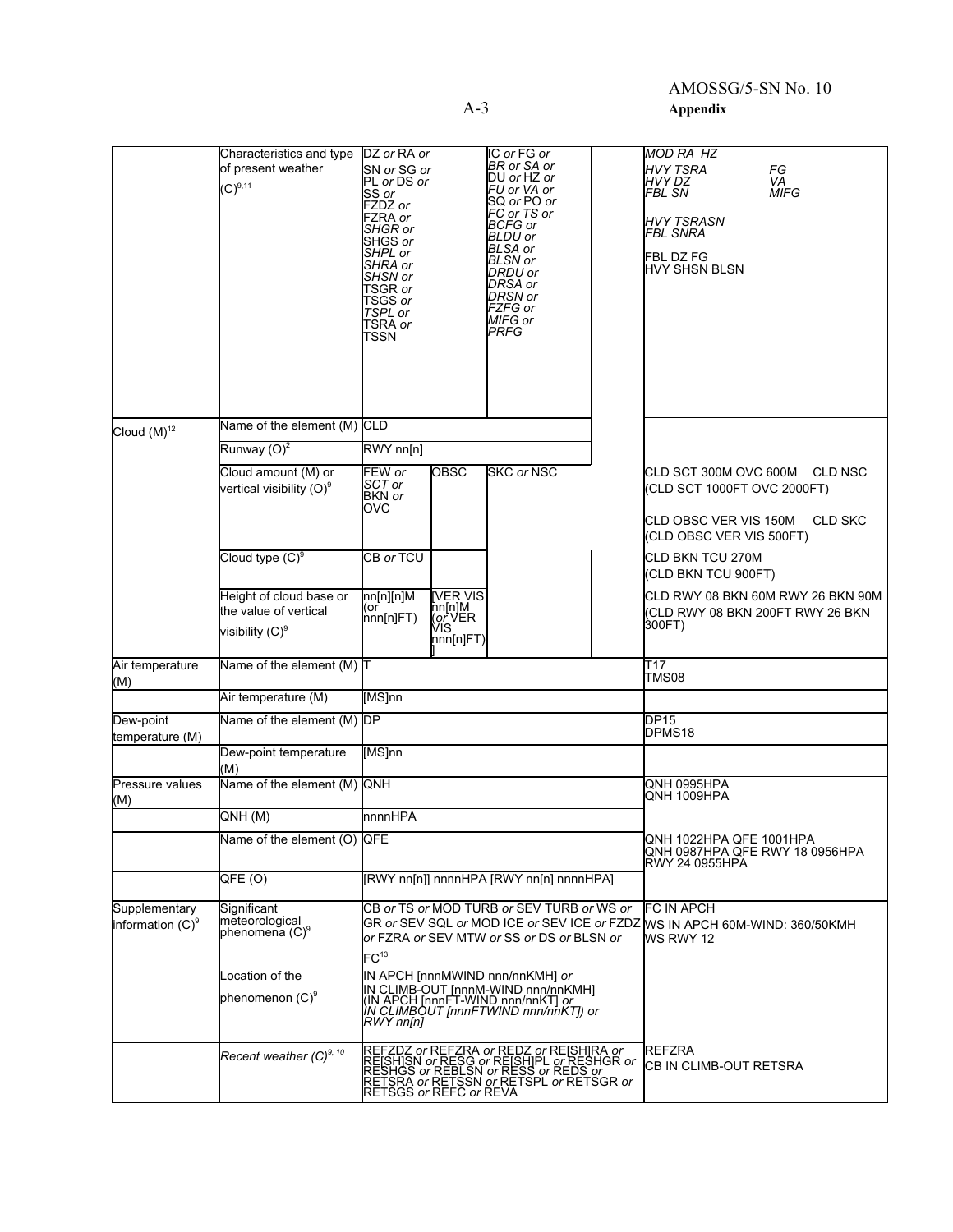| | | | | | | |
|---|---|---|---|---|---|---|
| | Characteristics and type of present weather (C)[9,11] | DZ *or* RA *or* SN *or* SG *or* PL *or* DS *or* SS *or* FZDZ *or* FZRA *or* SHGR *or* SHGS *or* SHPL *or* SHRA *or* SHSN *or* TSGR *or* TSGS *or* TSPL *or* TSRA *or* TSSN | | IC *or* FG *or* BR *or* SA *or* DU *or* HZ *or* FU *or* VA *or* SQ *or* PO *or* FC *or* TS *or* BCFG *or* BLDU *or* BLSA *or* BLSN *or* DRDU *or* DRSA *or* DRSN *or* FZFG *or* MIFG *or* PRFG | | *MOD RA HZ* *HVY TSRA FG* *HVY DZ VA* *FBL SN MIFG* *HVY TSRASN* *FBL SNRA* FBL DZ FG HVY SHSN BLSN |
| Cloud (M)[12] | Name of the element (M) | CLD | | | | |
| | Runway (O)[2] | RWY nn[n] | | | | |
| | Cloud amount (M) or vertical visibility (O)[9] | FEW *or* SCT *or* BKN *or* OVC | OBSC | SKC *or* NSC | | CLD SCT 300M OVC 600M CLD NSC (CLD SCT 1000FT OVC 2000FT) CLD OBSC VER VIS 150M CLD SKC (CLD OBSC VER VIS 500FT) |
| | Cloud type (C)[9] | CB *or* TCU | — | | | CLD BKN TCU 270M (CLD BKN TCU 900FT) |
| | Height of cloud base or the value of vertical visibility (C)[9] | nn[n][n]M (or nnn[n]FT) | [VER VIS nn[n]M (*or* VER VIS nnn[n]FT)] | | | CLD RWY 08 BKN 60M RWY 26 BKN 90M (CLD RWY 08 BKN 200FT RWY 26 BKN 300FT) |
| Air temperature (M) | Name of the element (M) | T | | | | T17 TMS08 |
| | Air temperature (M) | [MS]nn | | | | |
| Dew-point temperature (M) | Name of the element (M) | DP | | | | DP15 DPMS18 |
| | Dew-point temperature (M) | [MS]nn | | | | |
| Pressure values (M) | Name of the element (M) | QNH | | | | QNH 0995HPA QNH 1009HPA |
| | QNH (M) | nnnnHPA | | | | |
| | Name of the element (O) | QFE | | | | QNH 1022HPA QFE 1001HPA QNH 0987HPA QFE RWY 18 0956HPA RWY 24 0955HPA |
| | QFE (O) | [RWY nn[n]] nnnnHPA [RWY nn[n] nnnnHPA] | | | | |
| Supplementary information (C)[9] | Significant meteorological phenomena (C)[9] | CB *or* TS *or* MOD TURB *or* SEV TURB *or* WS *or* GR *or* SEV SQL *or* MOD ICE *or* SEV ICE *or* FZDZ *or* FZRA *or* SEV MTW *or* SS *or* DS *or* BLSN *or* FC[13] | | | | FC IN APCH WS IN APCH 60M-WIND: 360/50KMH WS RWY 12 |
| | Location of the phenomenon (C)[9] | IN APCH [nnnMWIND nnn/nnKMH] *or* IN CLIMB-OUT [nnnM-WIND nnn/nnKMH] (IN APCH [nnnFT-WIND nnn/nnKT] *or* *IN CLIMBOUT [nnnFTWIND nnn/nnKT]) or* *RWY nn[n]* | | | | |
| | *Recent weather (C)[9, 10]* | REFZDZ *or* REFZRA *or* REDZ *or* RE[SH]RA *or* RE[SH]SN *or* RESG *or* RE[SH]PL *or* RESHGR *or* RESHGS *or* REBLSN *or* RESS *or* REDS *or* RETSRA *or* RETSSN *or* RETSPL *or* RETSGR *or* RETSGS *or* REFC *or* REVA | | | | REFZRA CB IN CLIMB-OUT RETSRA |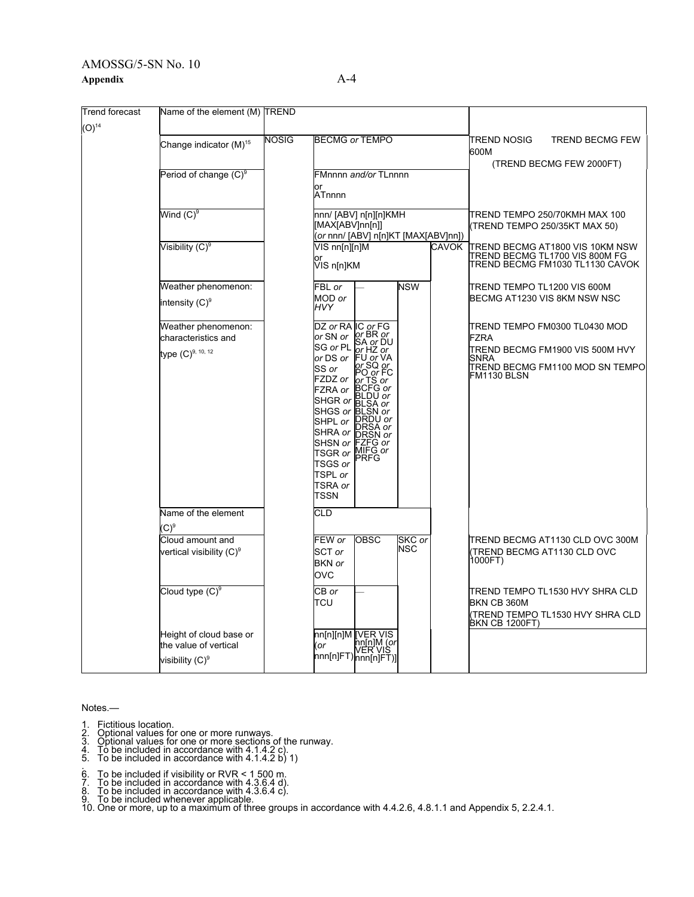| Trend forecast (O)[14] | Name of the element (M) | TREND | | | | | |
|---|---|---|---|---|---|---|---|
| | Change indicator (M)[15] | NOSIG | BECMG *or* TEMPO | | | | TREND NOSIG TREND BECMG FEW 600M (TREND BECMG FEW 2000FT) |
| | Period of change (C)[9] | | FMnnnn *and/or* TLnnnn *or* ATnnnn | | | | |
| | Wind (C)[9] | | nnn/ [ABV] n[n][n]KMH [MAX[ABV]nn[n]] (*or* nnn/ [ABV] n[n]KT [MAX[ABV]nn]) | | | | TREND TEMPO 250/70KMH MAX 100 (TREND TEMPO 250/35KT MAX 50) |
| | Visibility (C)[9] | | VIS nn[n][n]M *or* VIS n[n]KM | | | CAVOK | TREND BECMG AT1800 VIS 10KM NSW TREND BECMG TL1700 VIS 800M FG TREND BECMG FM1030 TL1130 CAVOK |
| | Weather phenomenon: intensity (C)[9] | | FBL *or* MOD *or* *HVY* | — | NSW | | TREND TEMPO TL1200 VIS 600M BECMG AT1230 VIS 8KM NSW NSC |
| | Weather phenomenon: characteristics and type (C)[9, 10, 12] | | DZ *or* RA *or* SN *or* SG *or* PL *or* DS *or* SS *or* FZDZ *or* FZRA *or* SHGR *or* SHGS *or* SHPL *or* SHRA *or* SHSN *or* TSGR *or* TSGS *or* TSPL *or* TSRA *or* TSSN | IC *or* FG *or* BR *or* SA *or* DU *or* HZ *or* FU *or* VA *or* SQ *or* PO *or* FC *or* TS *or* BCFG *or* BLDU *or* BLSA *or* BLSN *or* DRDU *or* DRSA *or* DRSN *or* FZFG *or* MIFG *or* PRFG | | | TREND TEMPO FM0300 TL0430 MOD FZRA TREND BECMG FM1900 VIS 500M HVY SNRA TREND BECMG FM1100 MOD SN TEMPO FM1130 BLSN |
| | Name of the element (C)[9] | | CLD | | | | |
| | Cloud amount and vertical visibility (C)[9] | | FEW *or* SCT *or* BKN *or* OVC | OBSC | SKC *or* NSC | | TREND BECMG AT1130 CLD OVC 300M (TREND BECMG AT1130 CLD OVC 1000FT) |
| | Cloud type (C)[9] | | CB *or* TCU | — | | | TREND TEMPO TL1530 HVY SHRA CLD BKN CB 360M (TREND TEMPO TL1530 HVY SHRA CLD BKN CB 1200FT) |
| | Height of cloud base or the value of vertical visibility (C)[9] | | nn[n][n]M (*or* nnn[n]FT) | [VER VIS nn[n]M (*or* VER VIS nnn[n]FT)] | | | |

Notes.—

1. Fictitious location.
2. Optional values for one or more runways.
3. Optional values for one or more sections of the runway.
4. To be included in accordance with 4.1.4.2 c).
5. To be included in accordance with 4.1.4.2 b) 1)
6. To be included if visibility or RVR < 1 500 m.
7. To be included in accordance with 4.3.6.4 d).
8. To be included in accordance with 4.3.6.4 c).
9. To be included whenever applicable.
10. One or more, up to a maximum of three groups in accordance with 4.4.2.6, 4.8.1.1 and Appendix 5, 2.2.4.1.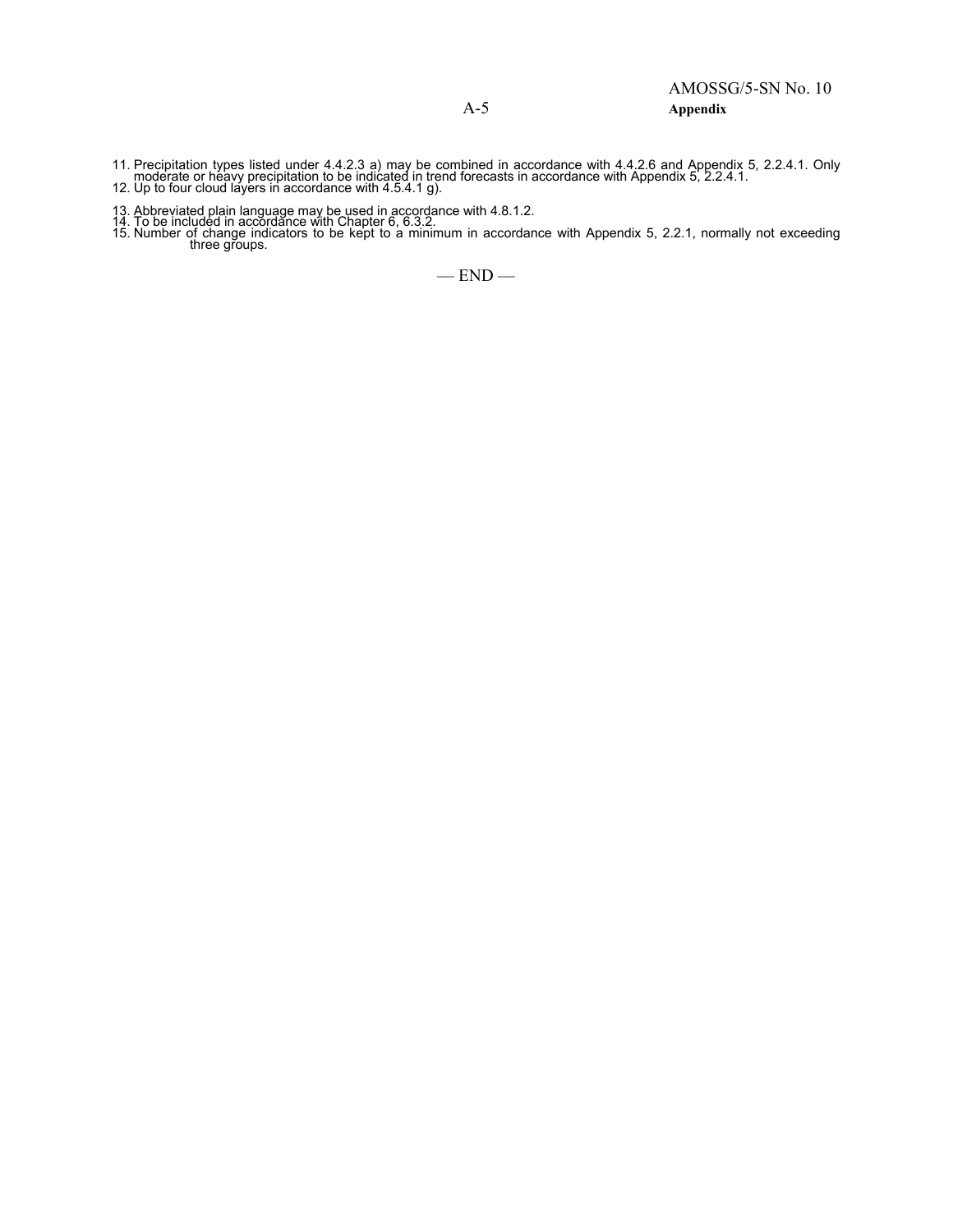11. Precipitation types listed under 4.4.2.3 a) may be combined in accordance with 4.4.2.6 and Appendix 5, 2.2.4.1. Only moderate or heavy precipitation to be indicated in trend forecasts in accordance with Appendix 5, 2.2.4.1.
12. Up to four cloud layers in accordance with 4.5.4.1 g).
13. Abbreviated plain language may be used in accordance with 4.8.1.2.
14. To be included in accordance with Chapter 6, 6.3.2.
15. Number of change indicators to be kept to a minimum in accordance with Appendix 5, 2.2.1, normally not exceeding three groups.

— END —